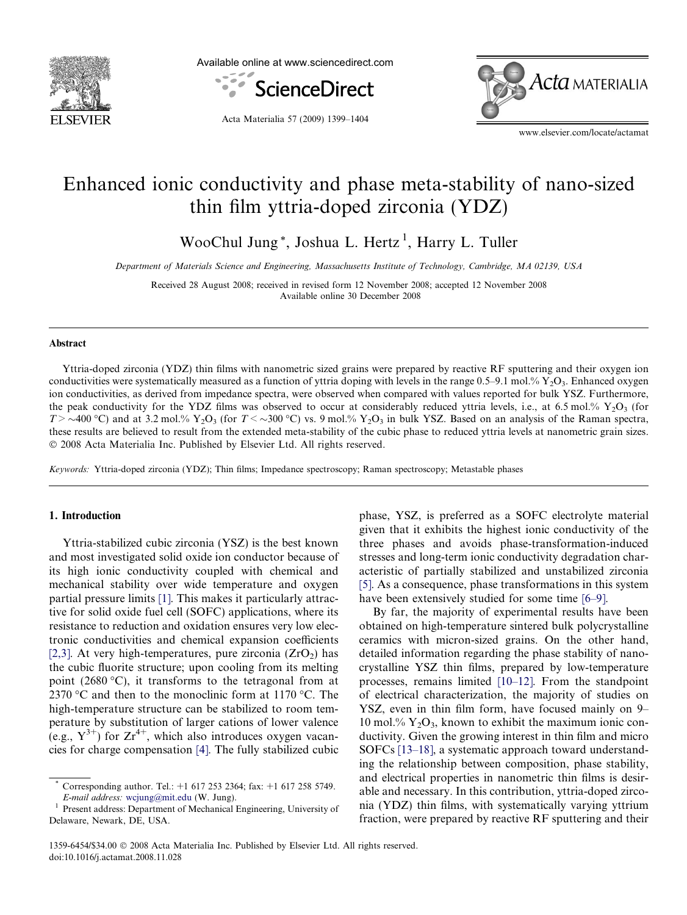# Enhanced ionic conductivity and phase meta-stability of nano-sized thin film yttria-doped zirconia (YDZ)

WooChul Jung *, Joshua L. Hertz [1], Harry L. Tuller

*Department of Materials Science and Engineering, Massachusetts Institute of Technology, Cambridge, MA 02139, USA*

Received 28 August 2008; received in revised form 12 November 2008; accepted 12 November 2008
Available online 30 December 2008

## Abstract

Yttria-doped zirconia (YDZ) thin films with nanometric sized grains were prepared by reactive RF sputtering and their oxygen ion conductivities were systematically measured as a function of yttria doping with levels in the range 0.5–9.1 mol.% $Y_2O_3$. Enhanced oxygen ion conductivities, as derived from impedance spectra, were observed when compared with values reported for bulk YSZ. Furthermore, the peak conductivity for the YDZ films was observed to occur at considerably reduced yttria levels, i.e., at 6.5 mol.% $Y_2O_3$ (for $T > \sim 400$ °C) and at 3.2 mol.% $Y_2O_3$ (for $T < \sim 300$ °C) vs. 9 mol.% $Y_2O_3$ in bulk YSZ. Based on an analysis of the Raman spectra, these results are believed to result from the extended meta-stability of the cubic phase to reduced yttria levels at nanometric grain sizes.
© 2008 Acta Materialia Inc. Published by Elsevier Ltd. All rights reserved.

*Keywords:* Yttria-doped zirconia (YDZ); Thin films; Impedance spectroscopy; Raman spectroscopy; Metastable phases

## 1. Introduction

Yttria-stabilized cubic zirconia (YSZ) is the best known and most investigated solid oxide ion conductor because of its high ionic conductivity coupled with chemical and mechanical stability over wide temperature and oxygen partial pressure limits [1]. This makes it particularly attractive for solid oxide fuel cell (SOFC) applications, where its resistance to reduction and oxidation ensures very low electronic conductivities and chemical expansion coefficients [2,3]. At very high-temperatures, pure zirconia ($ZrO_2$) has the cubic fluorite structure; upon cooling from its melting point (2680 °C), it transforms to the tetragonal from at 2370 °C and then to the monoclinic form at 1170 °C. The high-temperature structure can be stabilized to room temperature by substitution of larger cations of lower valence (e.g., $Y^{3+}$) for $Zr^{4+}$, which also introduces oxygen vacancies for charge compensation [4]. The fully stabilized cubic phase, YSZ, is preferred as a SOFC electrolyte material given that it exhibits the highest ionic conductivity of the three phases and avoids phase-transformation-induced stresses and long-term ionic conductivity degradation characteristic of partially stabilized and unstabilized zirconia [5]. As a consequence, phase transformations in this system have been extensively studied for some time [6–9].

By far, the majority of experimental results have been obtained on high-temperature sintered bulk polycrystalline ceramics with micron-sized grains. On the other hand, detailed information regarding the phase stability of nanocrystalline YSZ thin films, prepared by low-temperature processes, remains limited [10–12]. From the standpoint of electrical characterization, the majority of studies on YSZ, even in thin film form, have focused mainly on 9–10 mol.% $Y_2O_3$, known to exhibit the maximum ionic conductivity. Given the growing interest in thin film and micro SOFCs [13–18], a systematic approach toward understanding the relationship between composition, phase stability, and electrical properties in nanometric thin films is desirable and necessary. In this contribution, yttria-doped zirconia (YDZ) thin films, with systematically varying yttrium fraction, were prepared by reactive RF sputtering and their

---

* Corresponding author. Tel.: +1 617 253 2364; fax: +1 617 258 5749. *E-mail address:* wcjung@mit.edu (W. Jung).

[1] Present address: Department of Mechanical Engineering, University of Delaware, Newark, DE, USA.

1359-6454/$34.00 © 2008 Acta Materialia Inc. Published by Elsevier Ltd. All rights reserved.
doi:10.1016/j.actamat.2008.11.028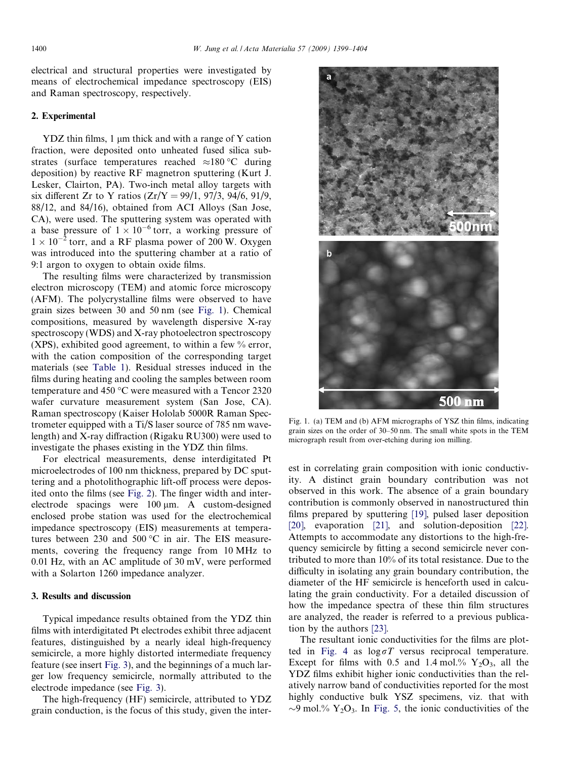electrical and structural properties were investigated by means of electrochemical impedance spectroscopy (EIS) and Raman spectroscopy, respectively.

## 2. Experimental

YDZ thin films, 1 μm thick and with a range of Y cation fraction, were deposited onto unheated fused silica substrates (surface temperatures reached ≈180 °C during deposition) by reactive RF magnetron sputtering (Kurt J. Lesker, Clairton, PA). Two-inch metal alloy targets with six different Zr to Y ratios (Zr/Y = 99/1, 97/3, 94/6, 91/9, 88/12, and 84/16), obtained from ACI Alloys (San Jose, CA), were used. The sputtering system was operated with a base pressure of $1 \times 10^{-6}$ torr, a working pressure of $1 \times 10^{-2}$ torr, and a RF plasma power of 200 W. Oxygen was introduced into the sputtering chamber at a ratio of 9:1 argon to oxygen to obtain oxide films.

The resulting films were characterized by transmission electron microscopy (TEM) and atomic force microscopy (AFM). The polycrystalline films were observed to have grain sizes between 30 and 50 nm (see Fig. 1). Chemical compositions, measured by wavelength dispersive X-ray spectroscopy (WDS) and X-ray photoelectron spectroscopy (XPS), exhibited good agreement, to within a few % error, with the cation composition of the corresponding target materials (see Table 1). Residual stresses induced in the films during heating and cooling the samples between room temperature and 450 °C were measured with a Tencor 2320 wafer curvature measurement system (San Jose, CA). Raman spectroscopy (Kaiser Hololab 5000R Raman Spectrometer equipped with a Ti/S laser source of 785 nm wavelength) and X-ray diffraction (Rigaku RU300) were used to investigate the phases existing in the YDZ thin films.

For electrical measurements, dense interdigitated Pt microelectrodes of 100 nm thickness, prepared by DC sputtering and a photolithographic lift-off process were deposited onto the films (see Fig. 2). The finger width and inter-electrode spacings were 100 μm. A custom-designed enclosed probe station was used for the electrochemical impedance spectroscopy (EIS) measurements at temperatures between 230 and 500 °C in air. The EIS measurements, covering the frequency range from 10 MHz to 0.01 Hz, with an AC amplitude of 30 mV, were performed with a Solarton 1260 impedance analyzer.

Fig. 1. (a) TEM and (b) AFM micrographs of YSZ thin films, indicating grain sizes on the order of 30–50 nm. The small white spots in the TEM micrograph result from over-etching during ion milling.

## 3. Results and discussion

Typical impedance results obtained from the YDZ thin films with interdigitated Pt electrodes exhibit three adjacent features, distinguished by a nearly ideal high-frequency semicircle, a more highly distorted intermediate frequency feature (see insert Fig. 3), and the beginnings of a much larger low frequency semicircle, normally attributed to the electrode impedance (see Fig. 3).

The high-frequency (HF) semicircle, attributed to YDZ grain conduction, is the focus of this study, given the interest in correlating grain composition with ionic conductivity. A distinct grain boundary contribution was not observed in this work. The absence of a grain boundary contribution is commonly observed in nanostructured thin films prepared by sputtering [19], pulsed laser deposition [20], evaporation [21], and solution-deposition [22]. Attempts to accommodate any distortions to the high-frequency semicircle by fitting a second semicircle never contributed to more than 10% of its total resistance. Due to the difficulty in isolating any grain boundary contribution, the diameter of the HF semicircle is henceforth used in calculating the grain conductivity. For a detailed discussion of how the impedance spectra of these thin film structures are analyzed, the reader is referred to a previous publication by the authors [23].

The resultant ionic conductivities for the films are plotted in Fig. 4 as $\log \sigma T$ versus reciprocal temperature. Except for films with 0.5 and 1.4 mol.% $Y_2O_3$, all the YDZ films exhibit higher ionic conductivities than the relatively narrow band of conductivities reported for the most highly conductive bulk YSZ specimens, viz. that with ~9 mol.% $Y_2O_3$. In Fig. 5, the ionic conductivities of the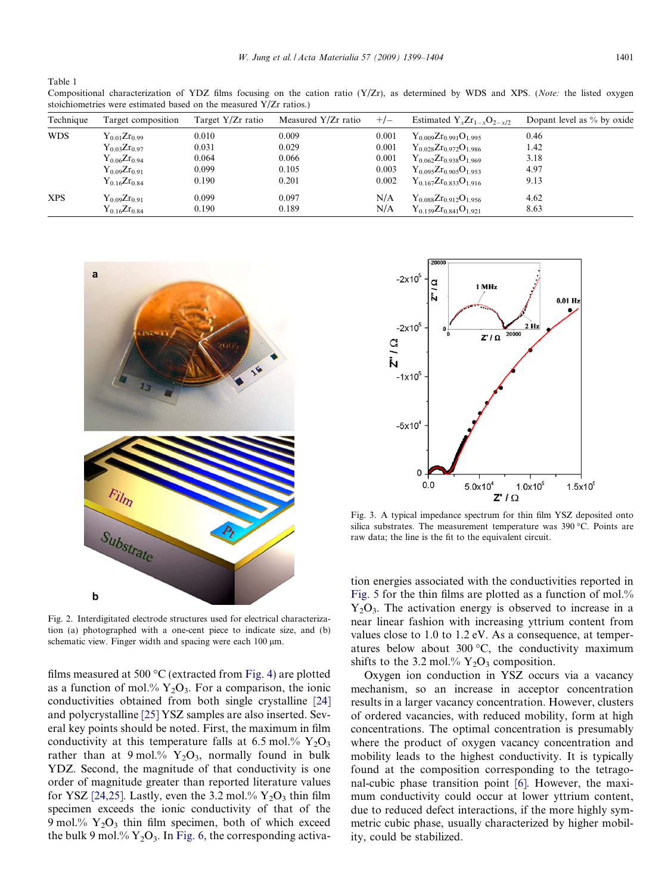Table 1
Compositional characterization of YDZ films focusing on the cation ratio (Y/Zr), as determined by WDS and XPS. (*Note:* the listed oxygen stoichiometries were estimated based on the measured Y/Zr ratios.)

| Technique | Target composition | Target Y/Zr ratio | Measured Y/Zr ratio | +/− | Estimated $Y_xZr_{1-x}O_{2-x/2}$ | Dopant level as % by oxide |
|---|---|---|---|---|---|---|
| WDS | $Y_{0.01}Zr_{0.99}$ | 0.010 | 0.009 | 0.001 | $Y_{0.009}Zr_{0.991}O_{1.995}$ | 0.46 |
| | $Y_{0.03}Zr_{0.97}$ | 0.031 | 0.029 | 0.001 | $Y_{0.028}Zr_{0.972}O_{1.986}$ | 1.42 |
| | $Y_{0.06}Zr_{0.94}$ | 0.064 | 0.066 | 0.001 | $Y_{0.062}Zr_{0.938}O_{1.969}$ | 3.18 |
| | $Y_{0.09}Zr_{0.91}$ | 0.099 | 0.105 | 0.003 | $Y_{0.095}Zr_{0.905}O_{1.953}$ | 4.97 |
| | $Y_{0.16}Zr_{0.84}$ | 0.190 | 0.201 | 0.002 | $Y_{0.167}Zr_{0.833}O_{1.916}$ | 9.13 |
| XPS | $Y_{0.09}Zr_{0.91}$ | 0.099 | 0.097 | N/A | $Y_{0.088}Zr_{0.912}O_{1.956}$ | 4.62 |
| | $Y_{0.16}Zr_{0.84}$ | 0.190 | 0.189 | N/A | $Y_{0.159}Zr_{0.841}O_{1.921}$ | 8.63 |

Fig. 2. Interdigitated electrode structures used for electrical characterization (a) photographed with a one-cent piece to indicate size, and (b) schematic view. Finger width and spacing were each 100 μm.

Fig. 3. A typical impedance spectrum for thin film YSZ deposited onto silica substrates. The measurement temperature was 390 °C. Points are raw data; the line is the fit to the equivalent circuit.

films measured at 500 °C (extracted from Fig. 4) are plotted as a function of mol.% $Y_2O_3$. For a comparison, the ionic conductivities obtained from both single crystalline [24] and polycrystalline [25] YSZ samples are also inserted. Several key points should be noted. First, the maximum in film conductivity at this temperature falls at 6.5 mol.% $Y_2O_3$ rather than at 9 mol.% $Y_2O_3$, normally found in bulk YDZ. Second, the magnitude of that conductivity is one order of magnitude greater than reported literature values for YSZ [24,25]. Lastly, even the 3.2 mol.% $Y_2O_3$ thin film specimen exceeds the ionic conductivity of that of the 9 mol.% $Y_2O_3$ thin film specimen, both of which exceed the bulk 9 mol.% $Y_2O_3$. In Fig. 6, the corresponding activation energies associated with the conductivities reported in Fig. 5 for the thin films are plotted as a function of mol.% $Y_2O_3$. The activation energy is observed to increase in a near linear fashion with increasing yttrium content from values close to 1.0 to 1.2 eV. As a consequence, at temperatures below about 300 °C, the conductivity maximum shifts to the 3.2 mol.% $Y_2O_3$ composition.

Oxygen ion conduction in YSZ occurs via a vacancy mechanism, so an increase in acceptor concentration results in a larger vacancy concentration. However, clusters of ordered vacancies, with reduced mobility, form at high concentrations. The optimal concentration is presumably where the product of oxygen vacancy concentration and mobility leads to the highest conductivity. It is typically found at the composition corresponding to the tetragonal-cubic phase transition point [6]. However, the maximum conductivity could occur at lower yttrium content, due to reduced defect interactions, if the more highly symmetric cubic phase, usually characterized by higher mobility, could be stabilized.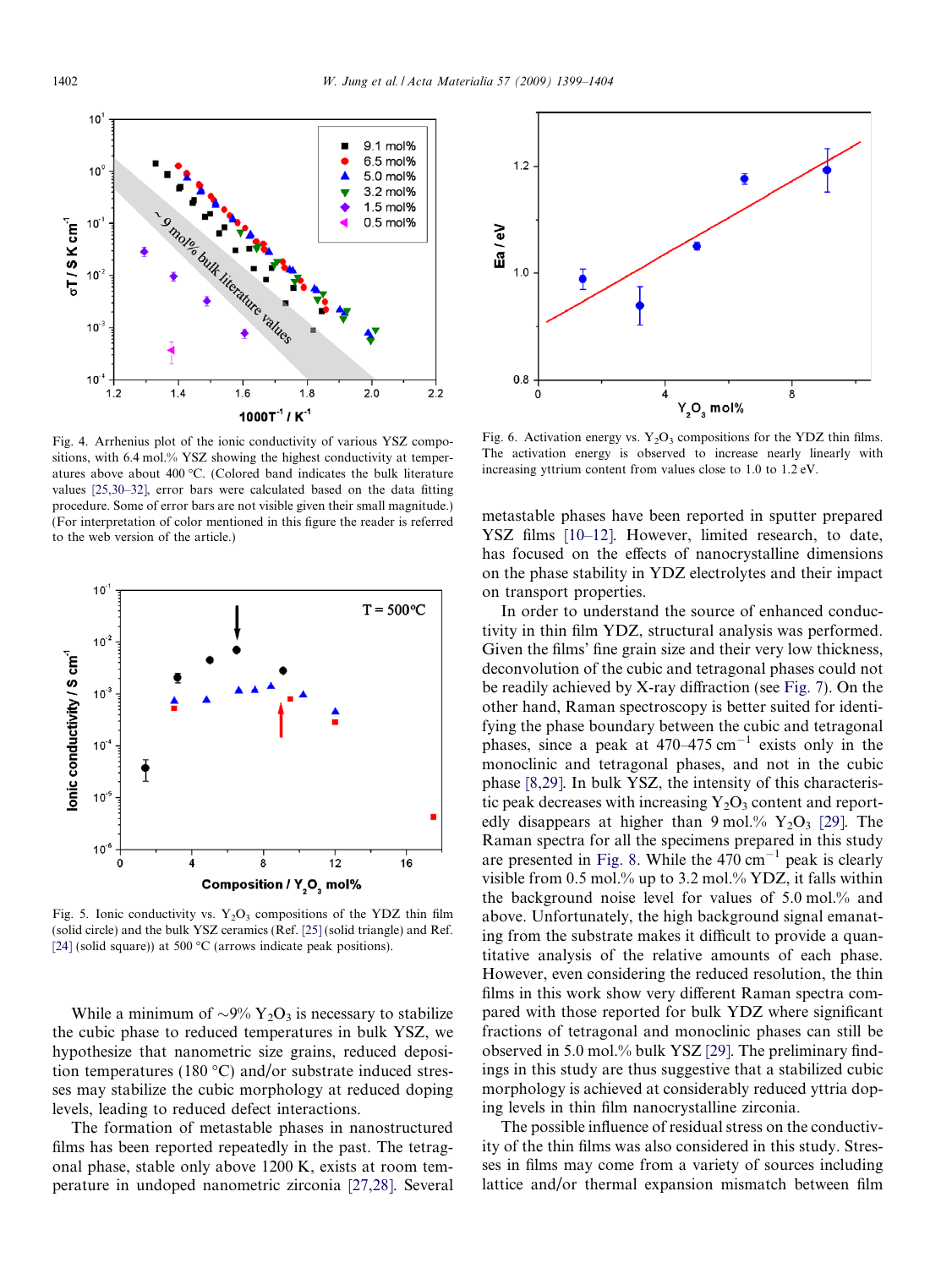Fig. 4. Arrhenius plot of the ionic conductivity of various YSZ compositions, with 6.4 mol.% YSZ showing the highest conductivity at temperatures above about 400 °C. (Colored band indicates the bulk literature values [25,30–32], error bars were calculated based on the data fitting procedure. Some of error bars are not visible given their small magnitude.) (For interpretation of color mentioned in this figure the reader is referred to the web version of the article.)

Fig. 5. Ionic conductivity vs. $Y_2O_3$ compositions of the YDZ thin film (solid circle) and the bulk YSZ ceramics (Ref. [25] (solid triangle) and Ref. [24] (solid square)) at 500 °C (arrows indicate peak positions).

While a minimum of ~9% $Y_2O_3$ is necessary to stabilize the cubic phase to reduced temperatures in bulk YSZ, we hypothesize that nanometric size grains, reduced deposition temperatures (180 °C) and/or substrate induced stresses may stabilize the cubic morphology at reduced doping levels, leading to reduced defect interactions.

The formation of metastable phases in nanostructured films has been reported repeatedly in the past. The tetragonal phase, stable only above 1200 K, exists at room temperature in undoped nanometric zirconia [27,28]. Several

Fig. 6. Activation energy vs. $Y_2O_3$ compositions for the YDZ thin films. The activation energy is observed to increase nearly linearly with increasing yttrium content from values close to 1.0 to 1.2 eV.

metastable phases have been reported in sputter prepared YSZ films [10–12]. However, limited research, to date, has focused on the effects of nanocrystalline dimensions on the phase stability in YDZ electrolytes and their impact on transport properties.

In order to understand the source of enhanced conductivity in thin film YDZ, structural analysis was performed. Given the films' fine grain size and their very low thickness, deconvolution of the cubic and tetragonal phases could not be readily achieved by X-ray diffraction (see Fig. 7). On the other hand, Raman spectroscopy is better suited for identifying the phase boundary between the cubic and tetragonal phases, since a peak at 470–475 $cm^{-1}$ exists only in the monoclinic and tetragonal phases, and not in the cubic phase [8,29]. In bulk YSZ, the intensity of this characteristic peak decreases with increasing $Y_2O_3$ content and reportedly disappears at higher than 9 mol.% $Y_2O_3$ [29]. The Raman spectra for all the specimens prepared in this study are presented in Fig. 8. While the 470 $cm^{-1}$ peak is clearly visible from 0.5 mol.% up to 3.2 mol.% YDZ, it falls within the background noise level for values of 5.0 mol.% and above. Unfortunately, the high background signal emanating from the substrate makes it difficult to provide a quantitative analysis of the relative amounts of each phase. However, even considering the reduced resolution, the thin films in this work show very different Raman spectra compared with those reported for bulk YDZ where significant fractions of tetragonal and monoclinic phases can still be observed in 5.0 mol.% bulk YSZ [29]. The preliminary findings in this study are thus suggestive that a stabilized cubic morphology is achieved at considerably reduced yttria doping levels in thin film nanocrystalline zirconia.

The possible influence of residual stress on the conductivity of the thin films was also considered in this study. Stresses in films may come from a variety of sources including lattice and/or thermal expansion mismatch between film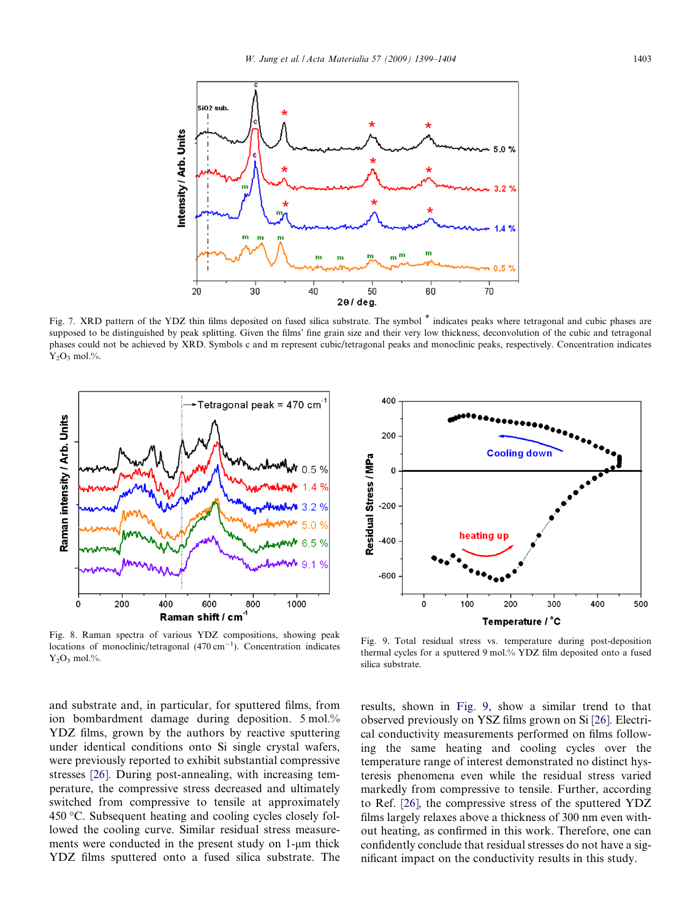Fig. 7. XRD pattern of the YDZ thin films deposited on fused silica substrate. The symbol * indicates peaks where tetragonal and cubic phases are supposed to be distinguished by peak splitting. Given the films' fine grain size and their very low thickness, deconvolution of the cubic and tetragonal phases could not be achieved by XRD. Symbols c and m represent cubic/tetragonal peaks and monoclinic peaks, respectively. Concentration indicates $Y_2O_3$ mol.%.

Fig. 8. Raman spectra of various YDZ compositions, showing peak locations of monoclinic/tetragonal (470 $cm^{-1}$). Concentration indicates $Y_2O_3$ mol.%.

Fig. 9. Total residual stress vs. temperature during post-deposition thermal cycles for a sputtered 9 mol.% YDZ film deposited onto a fused silica substrate.

and substrate and, in particular, for sputtered films, from ion bombardment damage during deposition. 5 mol.% YDZ films, grown by the authors by reactive sputtering under identical conditions onto Si single crystal wafers, were previously reported to exhibit substantial compressive stresses [26]. During post-annealing, with increasing temperature, the compressive stress decreased and ultimately switched from compressive to tensile at approximately 450 °C. Subsequent heating and cooling cycles closely followed the cooling curve. Similar residual stress measurements were conducted in the present study on 1-μm thick YDZ films sputtered onto a fused silica substrate. The results, shown in Fig. 9, show a similar trend to that observed previously on YSZ films grown on Si [26]. Electrical conductivity measurements performed on films following the same heating and cooling cycles over the temperature range of interest demonstrated no distinct hysteresis phenomena even while the residual stress varied markedly from compressive to tensile. Further, according to Ref. [26], the compressive stress of the sputtered YDZ films largely relaxes above a thickness of 300 nm even without heating, as confirmed in this work. Therefore, one can confidently conclude that residual stresses do not have a significant impact on the conductivity results in this study.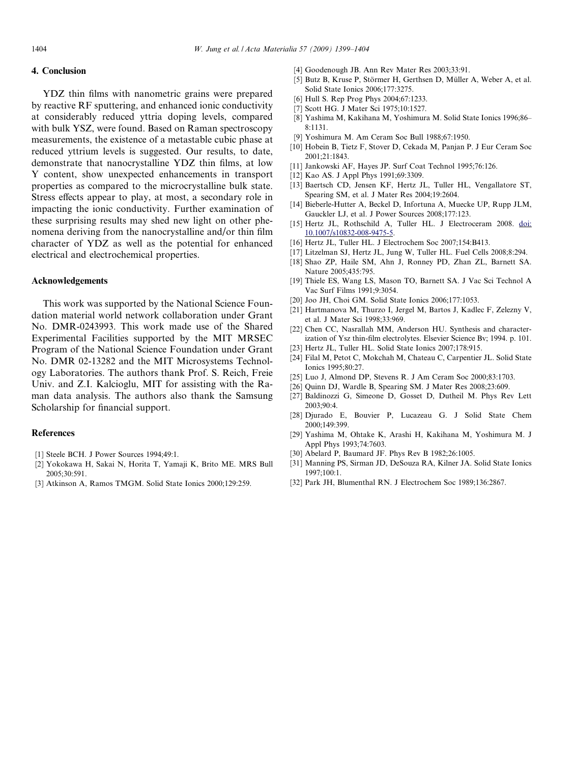## 4. Conclusion

YDZ thin films with nanometric grains were prepared by reactive RF sputtering, and enhanced ionic conductivity at considerably reduced yttria doping levels, compared with bulk YSZ, were found. Based on Raman spectroscopy measurements, the existence of a metastable cubic phase at reduced yttrium levels is suggested. Our results, to date, demonstrate that nanocrystalline YDZ thin films, at low Y content, show unexpected enhancements in transport properties as compared to the microcrystalline bulk state. Stress effects appear to play, at most, a secondary role in impacting the ionic conductivity. Further examination of these surprising results may shed new light on other phenomena deriving from the nanocrystalline and/or thin film character of YDZ as well as the potential for enhanced electrical and electrochemical properties.

## Acknowledgements

This work was supported by the National Science Foundation material world network collaboration under Grant No. DMR-0243993. This work made use of the Shared Experimental Facilities supported by the MIT MRSEC Program of the National Science Foundation under Grant No. DMR 02-13282 and the MIT Microsystems Technology Laboratories. The authors thank Prof. S. Reich, Freie Univ. and Z.I. Kalcioglu, MIT for assisting with the Raman data analysis. The authors also thank the Samsung Scholarship for financial support.

## References

[1] Steele BCH. J Power Sources 1994;49:1.

[2] Yokokawa H, Sakai N, Horita T, Yamaji K, Brito ME. MRS Bull 2005;30:591.

[3] Atkinson A, Ramos TMGM. Solid State Ionics 2000;129:259.

[4] Goodenough JB. Ann Rev Mater Res 2003;33:91.

[5] Butz B, Kruse P, Störmer H, Gerthsen D, Müller A, Weber A, et al. Solid State Ionics 2006;177:3275.

[6] Hull S. Rep Prog Phys 2004;67:1233.

[7] Scott HG. J Mater Sci 1975;10:1527.

[8] Yashima M, Kakihana M, Yoshimura M. Solid State Ionics 1996;86–8:1131.

[9] Yoshimura M. Am Ceram Soc Bull 1988;67:1950.

[10] Hobein B, Tietz F, Stover D, Cekada M, Panjan P. J Eur Ceram Soc 2001;21:1843.

[11] Jankowski AF, Hayes JP. Surf Coat Technol 1995;76:126.

[12] Kao AS. J Appl Phys 1991;69:3309.

[13] Baertsch CD, Jensen KF, Hertz JL, Tuller HL, Vengallatore ST, Spearing SM, et al. J Mater Res 2004;19:2604.

[14] Bieberle-Hutter A, Beckel D, Infortuna A, Muecke UP, Rupp JLM, Gauckler LJ, et al. J Power Sources 2008;177:123.

[15] Hertz JL, Rothschild A, Tuller HL. J Electroceram 2008. doi:10.1007/s10832-008-9475-5.

[16] Hertz JL, Tuller HL. J Electrochem Soc 2007;154:B413.

[17] Litzelman SJ, Hertz JL, Jung W, Tuller HL. Fuel Cells 2008;8:294.

[18] Shao ZP, Haile SM, Ahn J, Ronney PD, Zhan ZL, Barnett SA. Nature 2005;435:795.

[19] Thiele ES, Wang LS, Mason TO, Barnett SA. J Vac Sci Technol A Vac Surf Films 1991;9:3054.

[20] Joo JH, Choi GM. Solid State Ionics 2006;177:1053.

[21] Hartmanova M, Thurzo I, Jergel M, Bartos J, Kadlec F, Zelezny V, et al. J Mater Sci 1998;33:969.

[22] Chen CC, Nasrallah MM, Anderson HU. Synthesis and characterization of Ysz thin-film electrolytes. Elsevier Science Bv; 1994. p. 101.

[23] Hertz JL, Tuller HL. Solid State Ionics 2007;178:915.

[24] Filal M, Petot C, Mokchah M, Chateau C, Carpentier JL. Solid State Ionics 1995;80:27.

[25] Luo J, Almond DP, Stevens R. J Am Ceram Soc 2000;83:1703.

[26] Quinn DJ, Wardle B, Spearing SM. J Mater Res 2008;23:609.

[27] Baldinozzi G, Simeone D, Gosset D, Dutheil M. Phys Rev Lett 2003;90:4.

[28] Djurado E, Bouvier P, Lucazeau G. J Solid State Chem 2000;149:399.

[29] Yashima M, Ohtake K, Arashi H, Kakihana M, Yoshimura M. J Appl Phys 1993;74:7603.

[30] Abelard P, Baumard JF. Phys Rev B 1982;26:1005.

[31] Manning PS, Sirman JD, DeSouza RA, Kilner JA. Solid State Ionics 1997;100:1.

[32] Park JH, Blumenthal RN. J Electrochem Soc 1989;136:2867.